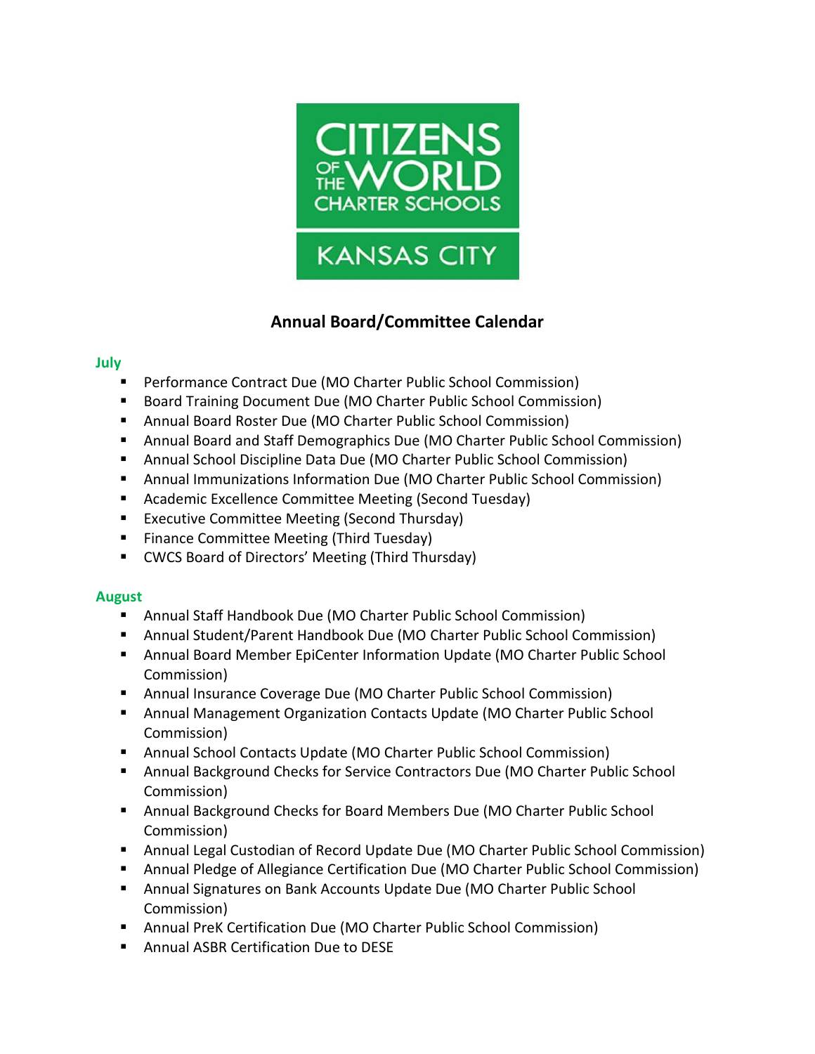CITIZENS OF THE WORLD CHARTER SCHOOLS

KANSAS CITY

# Annual Board/Committee Calendar

## July

- Performance Contract Due (MO Charter Public School Commission)
- Board Training Document Due (MO Charter Public School Commission)
- Annual Board Roster Due (MO Charter Public School Commission)
- Annual Board and Staff Demographics Due (MO Charter Public School Commission)
- Annual School Discipline Data Due (MO Charter Public School Commission)
- Annual Immunizations Information Due (MO Charter Public School Commission)
- Academic Excellence Committee Meeting (Second Tuesday)
- Executive Committee Meeting (Second Thursday)
- Finance Committee Meeting (Third Tuesday)
- CWCS Board of Directors' Meeting (Third Thursday)

## August

- Annual Staff Handbook Due (MO Charter Public School Commission)
- Annual Student/Parent Handbook Due (MO Charter Public School Commission)
- Annual Board Member EpiCenter Information Update (MO Charter Public School Commission)
- Annual Insurance Coverage Due (MO Charter Public School Commission)
- Annual Management Organization Contacts Update (MO Charter Public School Commission)
- Annual School Contacts Update (MO Charter Public School Commission)
- Annual Background Checks for Service Contractors Due (MO Charter Public School Commission)
- Annual Background Checks for Board Members Due (MO Charter Public School Commission)
- Annual Legal Custodian of Record Update Due (MO Charter Public School Commission)
- Annual Pledge of Allegiance Certification Due (MO Charter Public School Commission)
- Annual Signatures on Bank Accounts Update Due (MO Charter Public School Commission)
- Annual PreK Certification Due (MO Charter Public School Commission)
- Annual ASBR Certification Due to DESE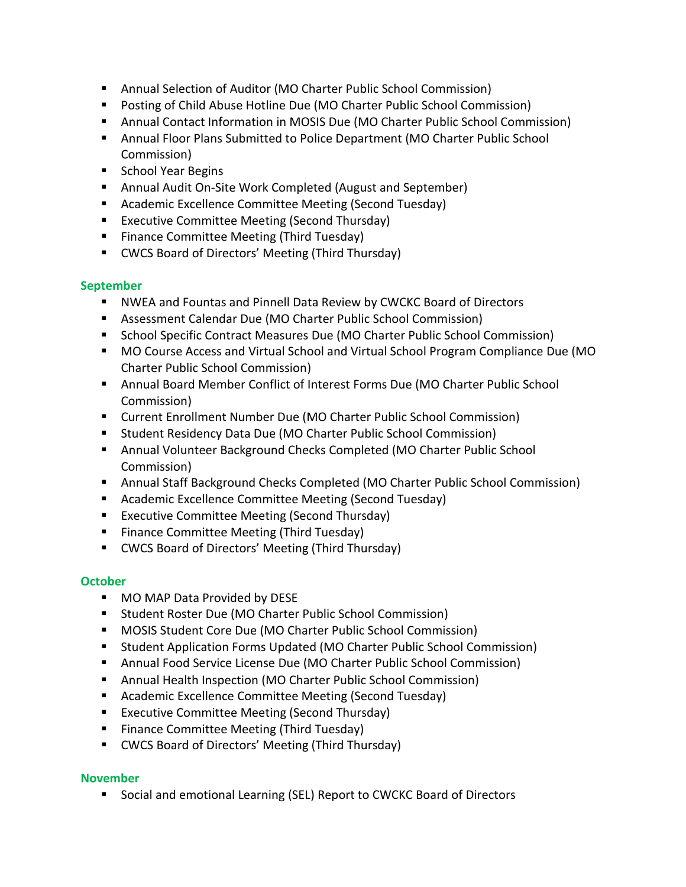- Annual Selection of Auditor (MO Charter Public School Commission)
- Posting of Child Abuse Hotline Due (MO Charter Public School Commission)
- Annual Contact Information in MOSIS Due (MO Charter Public School Commission)
- Annual Floor Plans Submitted to Police Department (MO Charter Public School Commission)
- School Year Begins
- Annual Audit On-Site Work Completed (August and September)
- Academic Excellence Committee Meeting (Second Tuesday)
- Executive Committee Meeting (Second Thursday)
- Finance Committee Meeting (Third Tuesday)
- CWCS Board of Directors' Meeting (Third Thursday)

### September

- NWEA and Fountas and Pinnell Data Review by CWCKC Board of Directors
- Assessment Calendar Due (MO Charter Public School Commission)
- School Specific Contract Measures Due (MO Charter Public School Commission)
- MO Course Access and Virtual School and Virtual School Program Compliance Due (MO Charter Public School Commission)
- Annual Board Member Conflict of Interest Forms Due (MO Charter Public School Commission)
- Current Enrollment Number Due (MO Charter Public School Commission)
- Student Residency Data Due (MO Charter Public School Commission)
- Annual Volunteer Background Checks Completed (MO Charter Public School Commission)
- Annual Staff Background Checks Completed (MO Charter Public School Commission)
- Academic Excellence Committee Meeting (Second Tuesday)
- Executive Committee Meeting (Second Thursday)
- Finance Committee Meeting (Third Tuesday)
- CWCS Board of Directors' Meeting (Third Thursday)

### October

- MO MAP Data Provided by DESE
- Student Roster Due (MO Charter Public School Commission)
- MOSIS Student Core Due (MO Charter Public School Commission)
- Student Application Forms Updated (MO Charter Public School Commission)
- Annual Food Service License Due (MO Charter Public School Commission)
- Annual Health Inspection (MO Charter Public School Commission)
- Academic Excellence Committee Meeting (Second Tuesday)
- Executive Committee Meeting (Second Thursday)
- Finance Committee Meeting (Third Tuesday)
- CWCS Board of Directors' Meeting (Third Thursday)

### November

- Social and emotional Learning (SEL) Report to CWCKC Board of Directors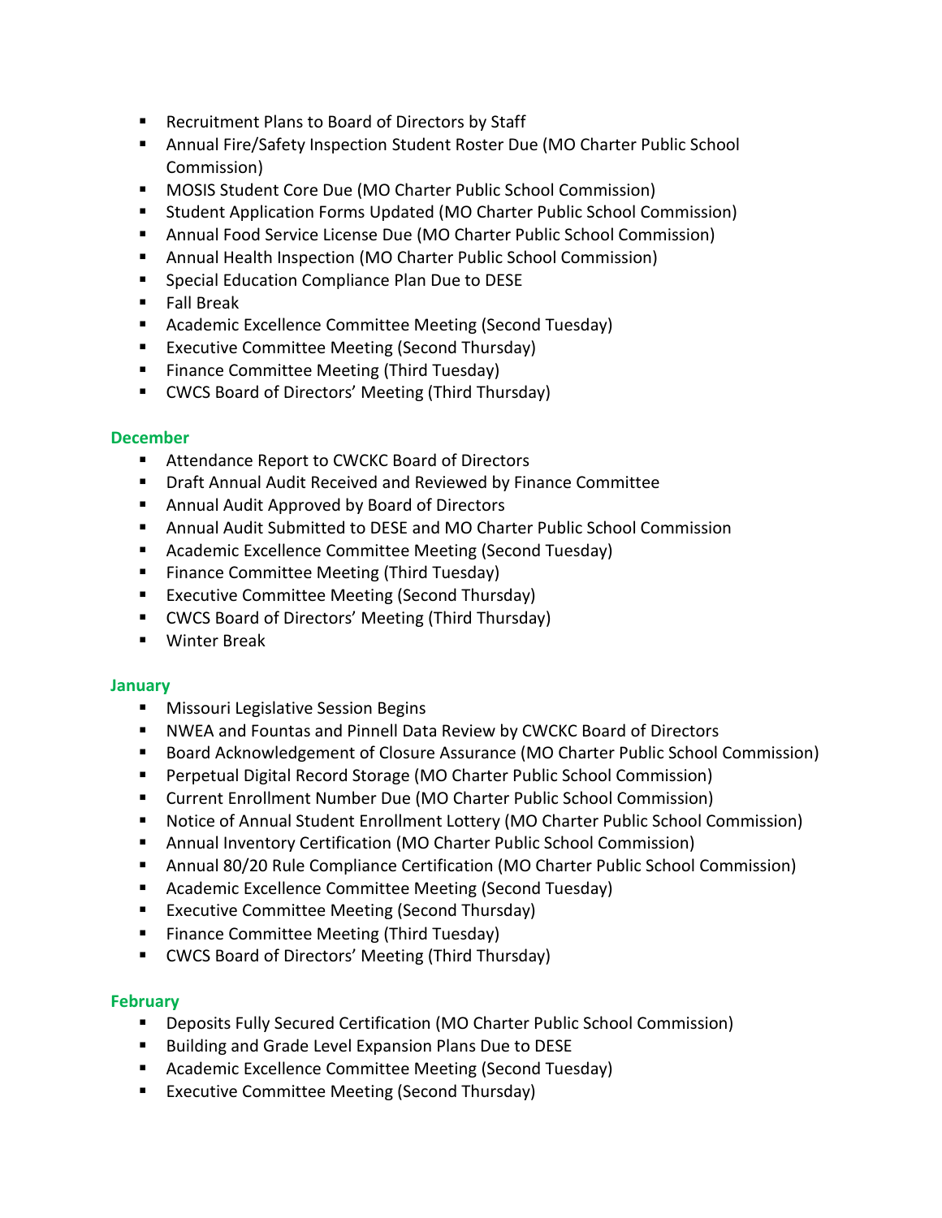- Recruitment Plans to Board of Directors by Staff
- Annual Fire/Safety Inspection Student Roster Due (MO Charter Public School Commission)
- MOSIS Student Core Due (MO Charter Public School Commission)
- Student Application Forms Updated (MO Charter Public School Commission)
- Annual Food Service License Due (MO Charter Public School Commission)
- Annual Health Inspection (MO Charter Public School Commission)
- Special Education Compliance Plan Due to DESE
- Fall Break
- Academic Excellence Committee Meeting (Second Tuesday)
- Executive Committee Meeting (Second Thursday)
- Finance Committee Meeting (Third Tuesday)
- CWCS Board of Directors' Meeting (Third Thursday)

### December

- Attendance Report to CWCKC Board of Directors
- Draft Annual Audit Received and Reviewed by Finance Committee
- Annual Audit Approved by Board of Directors
- Annual Audit Submitted to DESE and MO Charter Public School Commission
- Academic Excellence Committee Meeting (Second Tuesday)
- Finance Committee Meeting (Third Tuesday)
- Executive Committee Meeting (Second Thursday)
- CWCS Board of Directors' Meeting (Third Thursday)
- Winter Break

### January

- Missouri Legislative Session Begins
- NWEA and Fountas and Pinnell Data Review by CWCKC Board of Directors
- Board Acknowledgement of Closure Assurance (MO Charter Public School Commission)
- Perpetual Digital Record Storage (MO Charter Public School Commission)
- Current Enrollment Number Due (MO Charter Public School Commission)
- Notice of Annual Student Enrollment Lottery (MO Charter Public School Commission)
- Annual Inventory Certification (MO Charter Public School Commission)
- Annual 80/20 Rule Compliance Certification (MO Charter Public School Commission)
- Academic Excellence Committee Meeting (Second Tuesday)
- Executive Committee Meeting (Second Thursday)
- Finance Committee Meeting (Third Tuesday)
- CWCS Board of Directors' Meeting (Third Thursday)

### February

- Deposits Fully Secured Certification (MO Charter Public School Commission)
- Building and Grade Level Expansion Plans Due to DESE
- Academic Excellence Committee Meeting (Second Tuesday)
- Executive Committee Meeting (Second Thursday)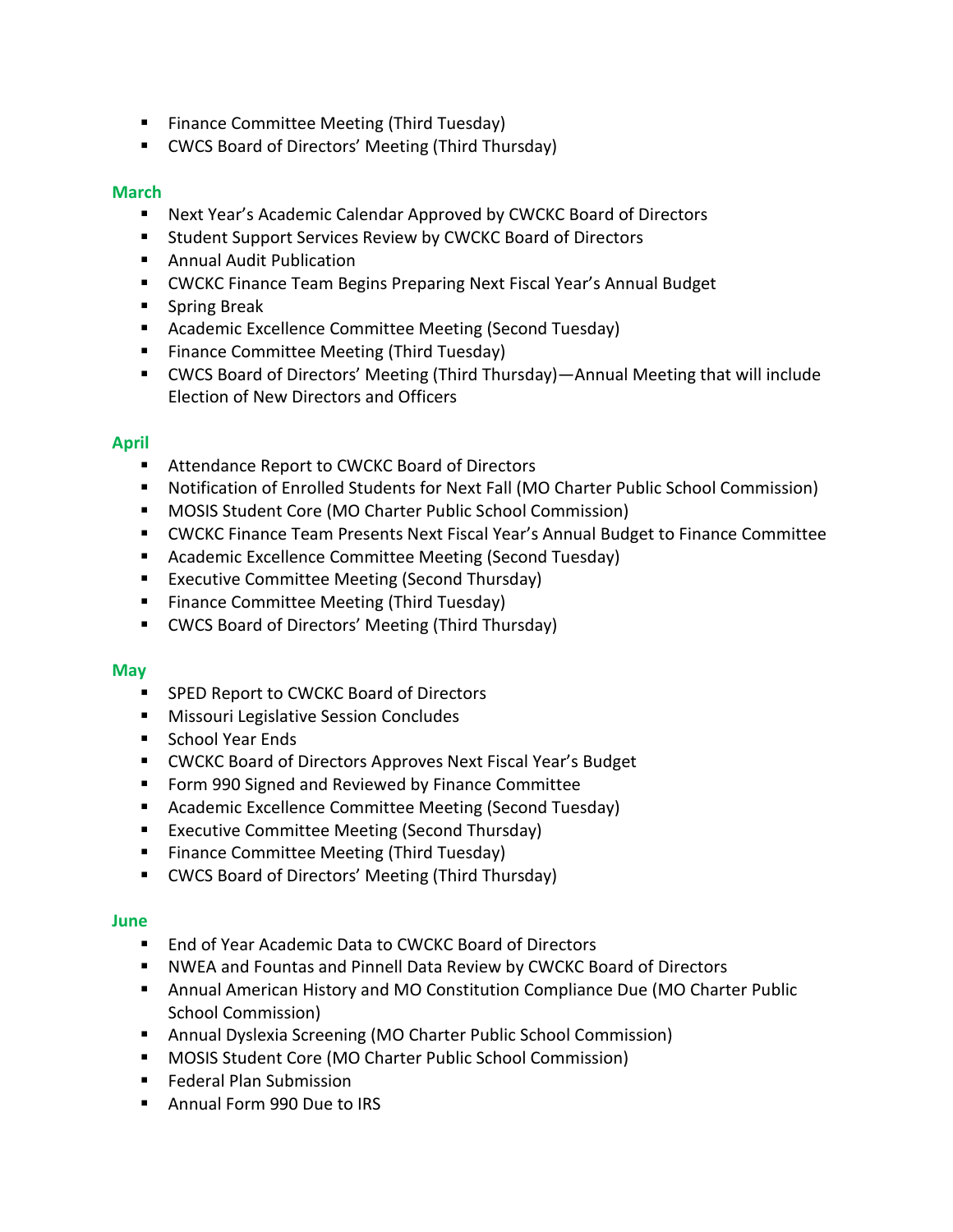- Finance Committee Meeting (Third Tuesday)
- CWCS Board of Directors' Meeting (Third Thursday)

### March

- Next Year's Academic Calendar Approved by CWCKC Board of Directors
- Student Support Services Review by CWCKC Board of Directors
- Annual Audit Publication
- CWCKC Finance Team Begins Preparing Next Fiscal Year's Annual Budget
- Spring Break
- Academic Excellence Committee Meeting (Second Tuesday)
- Finance Committee Meeting (Third Tuesday)
- CWCS Board of Directors' Meeting (Third Thursday)—Annual Meeting that will include Election of New Directors and Officers

### April

- Attendance Report to CWCKC Board of Directors
- Notification of Enrolled Students for Next Fall (MO Charter Public School Commission)
- MOSIS Student Core (MO Charter Public School Commission)
- CWCKC Finance Team Presents Next Fiscal Year's Annual Budget to Finance Committee
- Academic Excellence Committee Meeting (Second Tuesday)
- Executive Committee Meeting (Second Thursday)
- Finance Committee Meeting (Third Tuesday)
- CWCS Board of Directors' Meeting (Third Thursday)

### May

- SPED Report to CWCKC Board of Directors
- Missouri Legislative Session Concludes
- School Year Ends
- CWCKC Board of Directors Approves Next Fiscal Year's Budget
- Form 990 Signed and Reviewed by Finance Committee
- Academic Excellence Committee Meeting (Second Tuesday)
- Executive Committee Meeting (Second Thursday)
- Finance Committee Meeting (Third Tuesday)
- CWCS Board of Directors' Meeting (Third Thursday)

### June

- End of Year Academic Data to CWCKC Board of Directors
- NWEA and Fountas and Pinnell Data Review by CWCKC Board of Directors
- Annual American History and MO Constitution Compliance Due (MO Charter Public School Commission)
- Annual Dyslexia Screening (MO Charter Public School Commission)
- MOSIS Student Core (MO Charter Public School Commission)
- Federal Plan Submission
- Annual Form 990 Due to IRS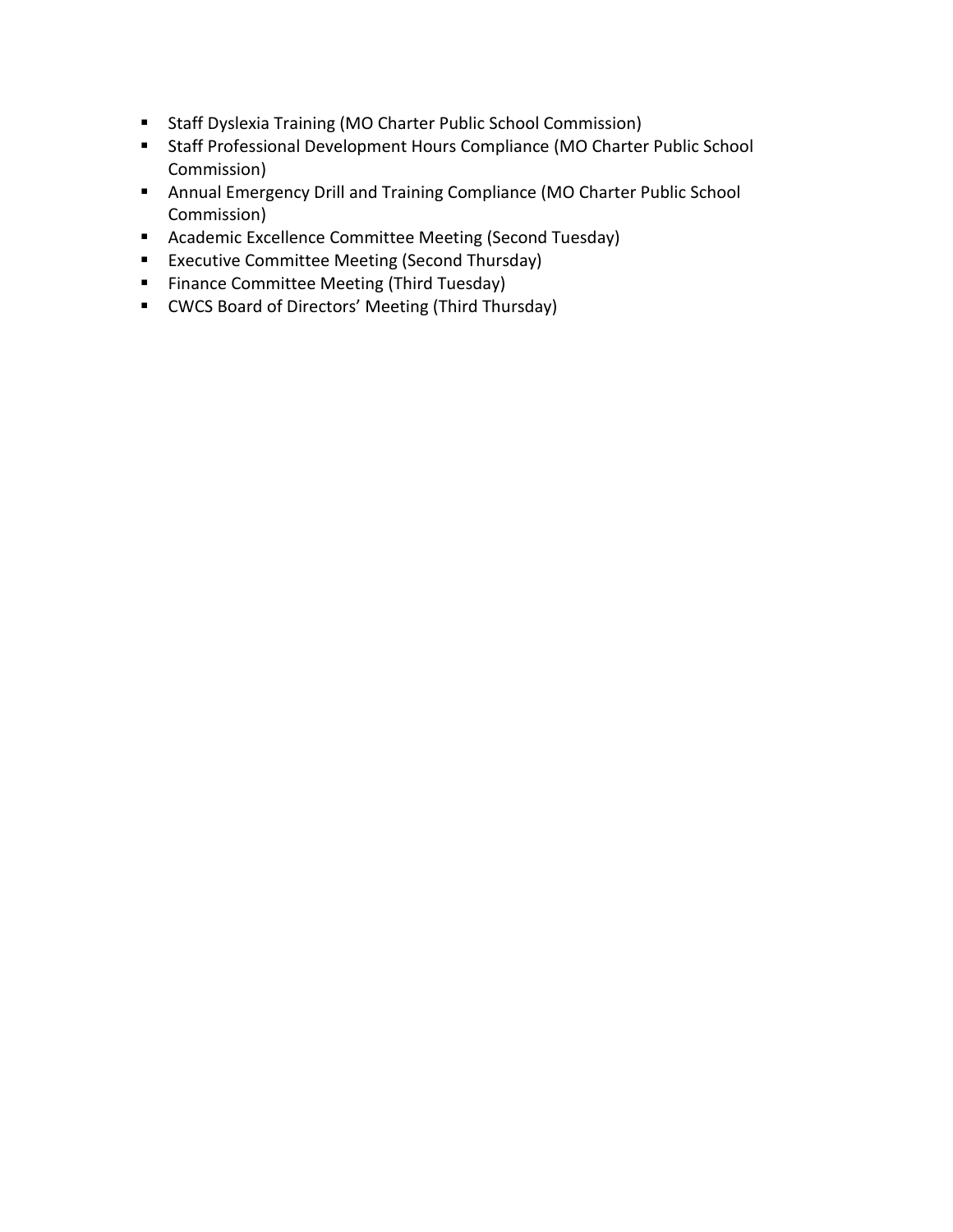- Staff Dyslexia Training (MO Charter Public School Commission)
- Staff Professional Development Hours Compliance (MO Charter Public School Commission)
- Annual Emergency Drill and Training Compliance (MO Charter Public School Commission)
- Academic Excellence Committee Meeting (Second Tuesday)
- Executive Committee Meeting (Second Thursday)
- Finance Committee Meeting (Third Tuesday)
- CWCS Board of Directors' Meeting (Third Thursday)